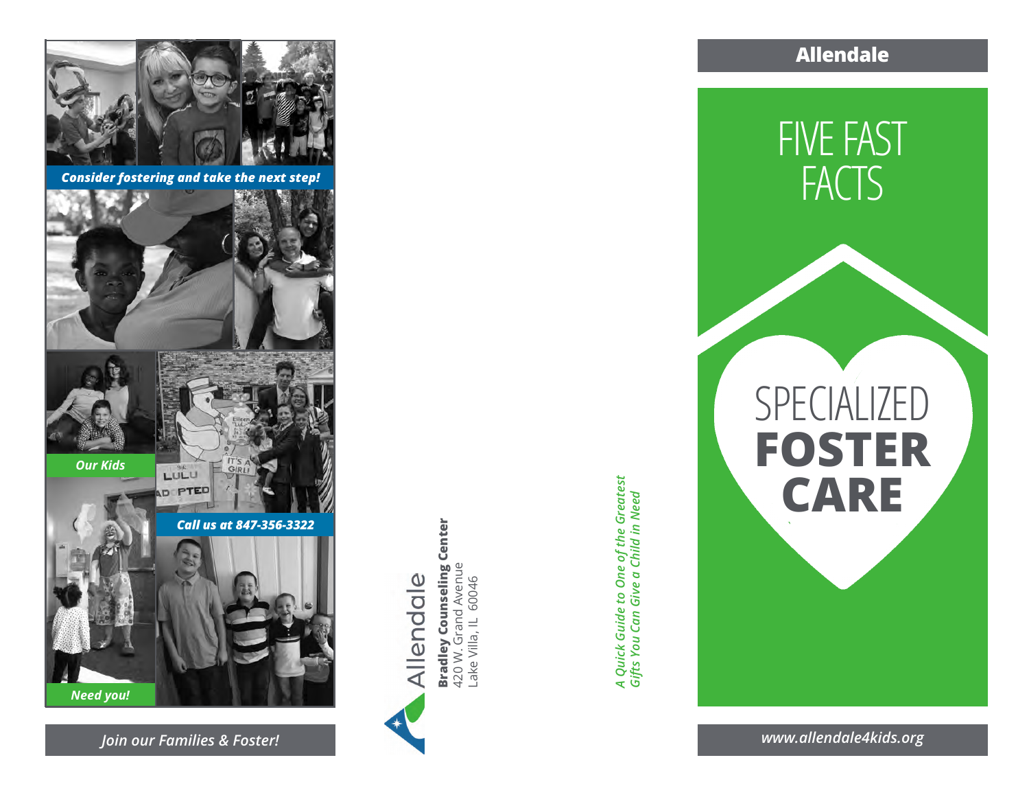Consider fostering and take the next step!

Our Kids

Call us at 847-356-3322

Need you!

Join our Families & Foster!

Allendale

**Bradley Counseling Center**
420 W. Grand Avenue
Lake Villa, IL 60046

*A Quick Guide to One of the Greatest Gifts You Can Give a Child in Need*

**Allendale**

# FIVE FAST FACTS

# SPECIALIZED **FOSTER CARE**

*www.allendale4kids.org*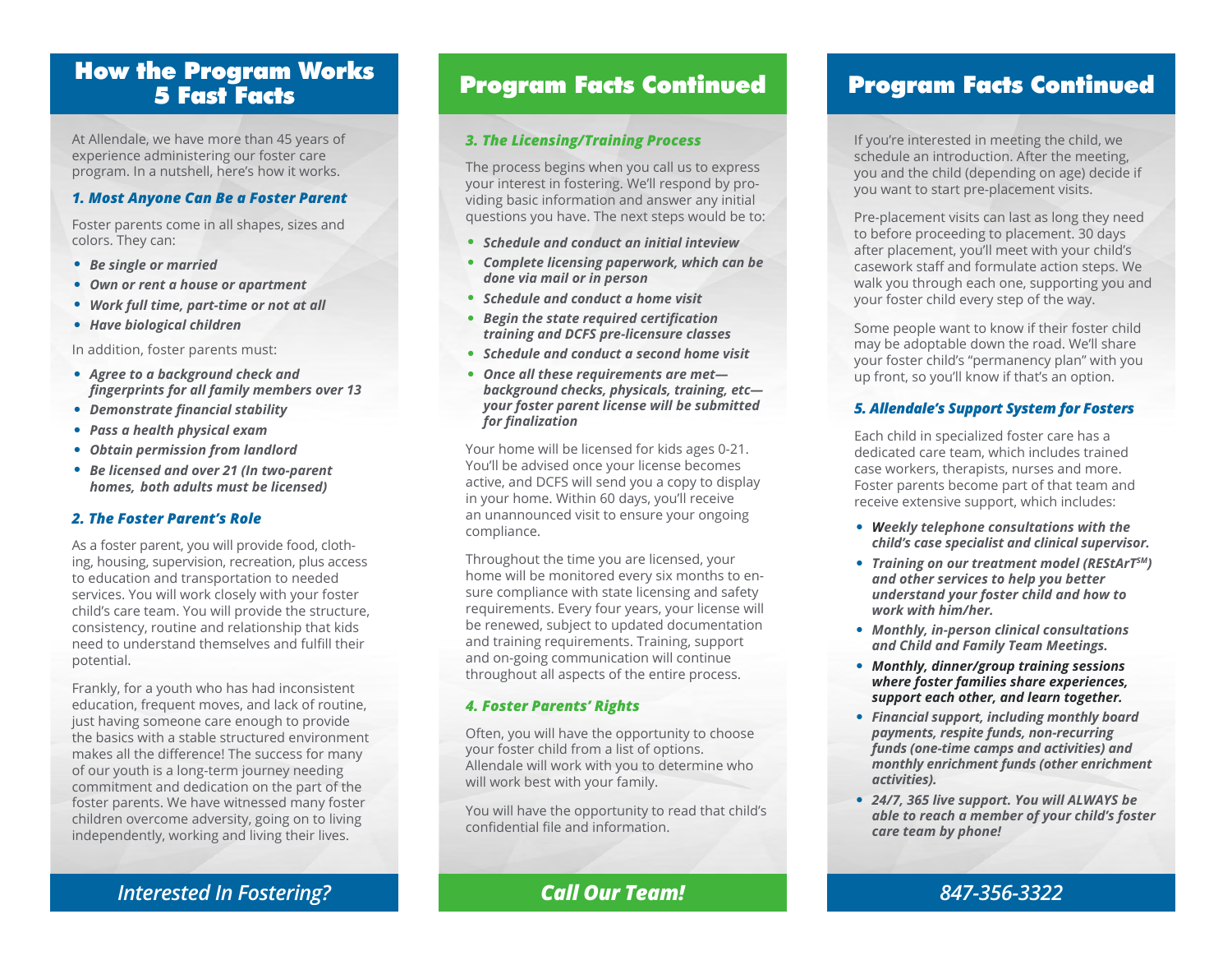# How the Program Works 5 Fast Facts

At Allendale, we have more than 45 years of experience administering our foster care program. In a nutshell, here's how it works.

### *1. Most Anyone Can Be a Foster Parent*

Foster parents come in all shapes, sizes and colors. They can:

- ***Be single or married***
- ***Own or rent a house or apartment***
- ***Work full time, part-time or not at all***
- ***Have biological children***

In addition, foster parents must:

- ***Agree to a background check and fingerprints for all family members over 13***
- ***Demonstrate financial stability***
- ***Pass a health physical exam***
- ***Obtain permission from landlord***
- ***Be licensed and over 21 (In two-parent homes, both adults must be licensed)***

### *2. The Foster Parent's Role*

As a foster parent, you will provide food, clothing, housing, supervision, recreation, plus access to education and transportation to needed services. You will work closely with your foster child's care team. You will provide the structure, consistency, routine and relationship that kids need to understand themselves and fulfill their potential.

Frankly, for a youth who has had inconsistent education, frequent moves, and lack of routine, just having someone care enough to provide the basics with a stable structured environment makes all the difference! The success for many of our youth is a long-term journey needing commitment and dedication on the part of the foster parents. We have witnessed many foster children overcome adversity, going on to living independently, working and living their lives.

*Interested In Fostering?*

# Program Facts Continued

### *3. The Licensing/Training Process*

The process begins when you call us to express your interest in fostering. We'll respond by providing basic information and answer any initial questions you have. The next steps would be to:

- ***Schedule and conduct an initial inteview***
- ***Complete licensing paperwork, which can be done via mail or in person***
- ***Schedule and conduct a home visit***
- ***Begin the state required certification training and DCFS pre-licensure classes***
- ***Schedule and conduct a second home visit***
- ***Once all these requirements are met—background checks, physicals, training, etc—your foster parent license will be submitted for finalization***

Your home will be licensed for kids ages 0-21. You'll be advised once your license becomes active, and DCFS will send you a copy to display in your home. Within 60 days, you'll receive an unannounced visit to ensure your ongoing compliance.

Throughout the time you are licensed, your home will be monitored every six months to ensure compliance with state licensing and safety requirements. Every four years, your license will be renewed, subject to updated documentation and training requirements. Training, support and on-going communication will continue throughout all aspects of the entire process.

### *4. Foster Parents' Rights*

Often, you will have the opportunity to choose your foster child from a list of options. Allendale will work with you to determine who will work best with your family.

You will have the opportunity to read that child's confidential file and information.

***Call Our Team!***

# Program Facts Continued

If you're interested in meeting the child, we schedule an introduction. After the meeting, you and the child (depending on age) decide if you want to start pre-placement visits.

Pre-placement visits can last as long they need to before proceeding to placement. 30 days after placement, you'll meet with your child's casework staff and formulate action steps. We walk you through each one, supporting you and your foster child every step of the way.

Some people want to know if their foster child may be adoptable down the road. We'll share your foster child's "permanency plan" with you up front, so you'll know if that's an option.

### *5. Allendale's Support System for Fosters*

Each child in specialized foster care has a dedicated care team, which includes trained case workers, therapists, nurses and more. Foster parents become part of that team and receive extensive support, which includes:

- ***Weekly telephone consultations with the child's case specialist and clinical supervisor.***
- ***Training on our treatment model (REStArT℠) and other services to help you better understand your foster child and how to work with him/her.***
- ***Monthly, in-person clinical consultations and Child and Family Team Meetings.***
- ***Monthly, dinner/group training sessions where foster families share experiences, support each other, and learn together.***
- ***Financial support, including monthly board payments, respite funds, non-recurring funds (one-time camps and activities) and monthly enrichment funds (other enrichment activities).***
- ***24/7, 365 live support. You will ALWAYS be able to reach a member of your child's foster care team by phone!***

*847-356-3322*